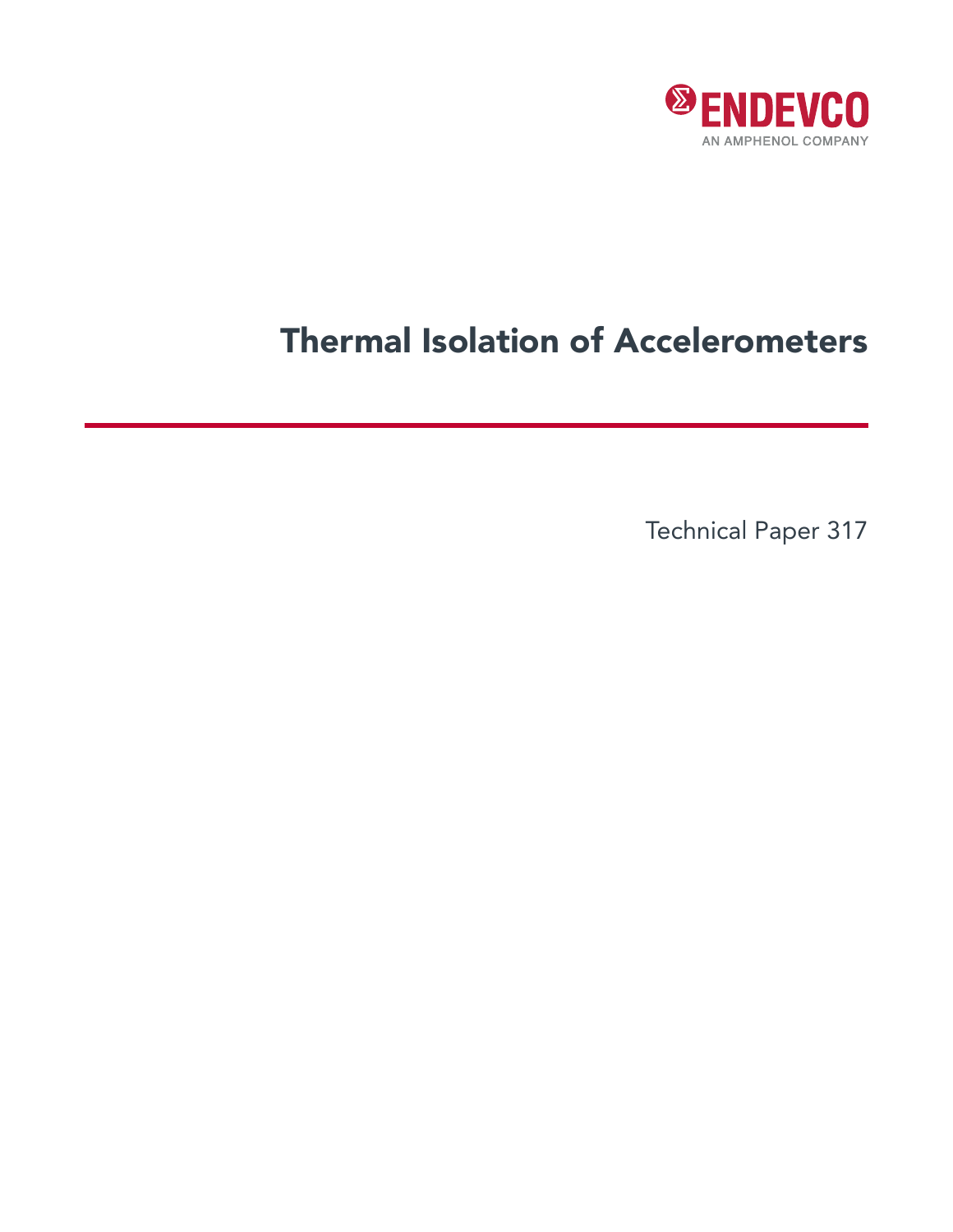ENDEVCO

AN AMPHENOL COMPANY

# Thermal Isolation of Accelerometers

Technical Paper 317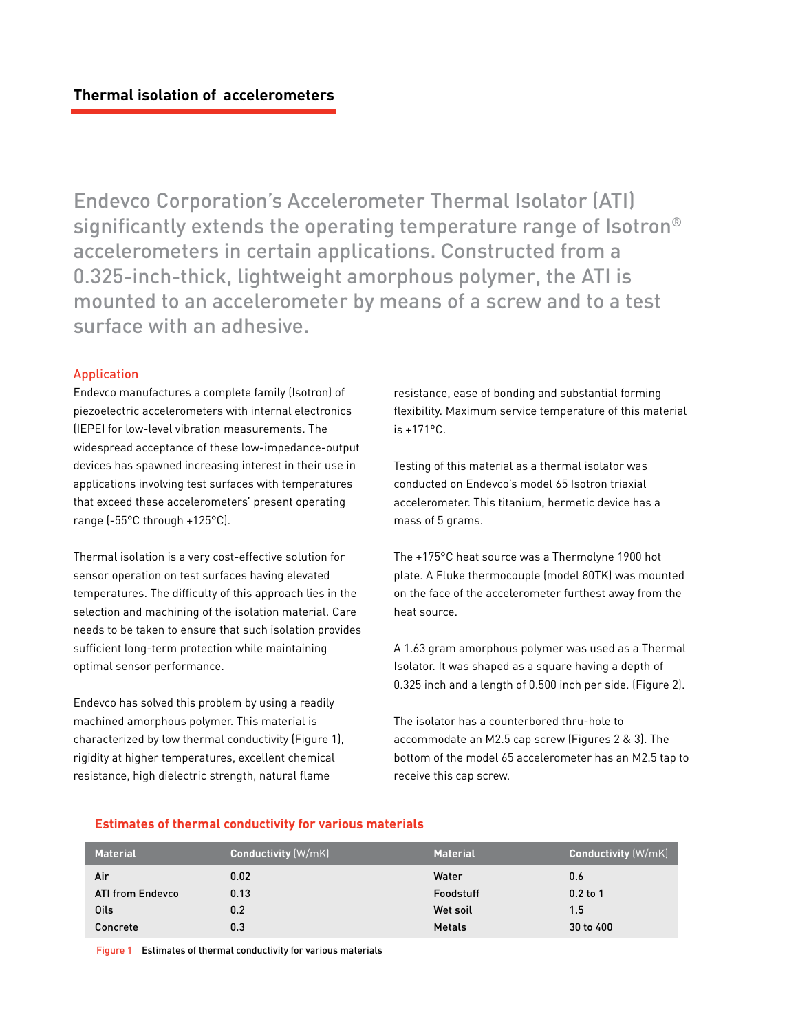## Thermal isolation of accelerometers

Endevco Corporation's Accelerometer Thermal Isolator (ATI) significantly extends the operating temperature range of Isotron® accelerometers in certain applications. Constructed from a 0.325-inch-thick, lightweight amorphous polymer, the ATI is mounted to an accelerometer by means of a screw and to a test surface with an adhesive.

### Application

Endevco manufactures a complete family (Isotron) of piezoelectric accelerometers with internal electronics (IEPE) for low-level vibration measurements. The widespread acceptance of these low-impedance-output devices has spawned increasing interest in their use in applications involving test surfaces with temperatures that exceed these accelerometers' present operating range (-55°C through +125°C).

Thermal isolation is a very cost-effective solution for sensor operation on test surfaces having elevated temperatures. The difficulty of this approach lies in the selection and machining of the isolation material. Care needs to be taken to ensure that such isolation provides sufficient long-term protection while maintaining optimal sensor performance.

Endevco has solved this problem by using a readily machined amorphous polymer. This material is characterized by low thermal conductivity (Figure 1), rigidity at higher temperatures, excellent chemical resistance, high dielectric strength, natural flame resistance, ease of bonding and substantial forming flexibility. Maximum service temperature of this material is +171°C.

Testing of this material as a thermal isolator was conducted on Endevco's model 65 Isotron triaxial accelerometer. This titanium, hermetic device has a mass of 5 grams.

The +175°C heat source was a Thermolyne 1900 hot plate. A Fluke thermocouple (model 80TK) was mounted on the face of the accelerometer furthest away from the heat source.

A 1.63 gram amorphous polymer was used as a Thermal Isolator. It was shaped as a square having a depth of 0.325 inch and a length of 0.500 inch per side. (Figure 2).

The isolator has a counterbored thru-hole to accommodate an M2.5 cap screw (Figures 2 & 3). The bottom of the model 65 accelerometer has an M2.5 tap to receive this cap screw.

**Estimates of thermal conductivity for various materials**

| Material | Conductivity (W/mK) | Material | Conductivity (W/mK) |
|---|---|---|---|
| Air | 0.02 | Water | 0.6 |
| ATI from Endevco | 0.13 | Foodstuff | 0.2 to 1 |
| Oils | 0.2 | Wet soil | 1.5 |
| Concrete | 0.3 | Metals | 30 to 400 |

Figure 1 Estimates of thermal conductivity for various materials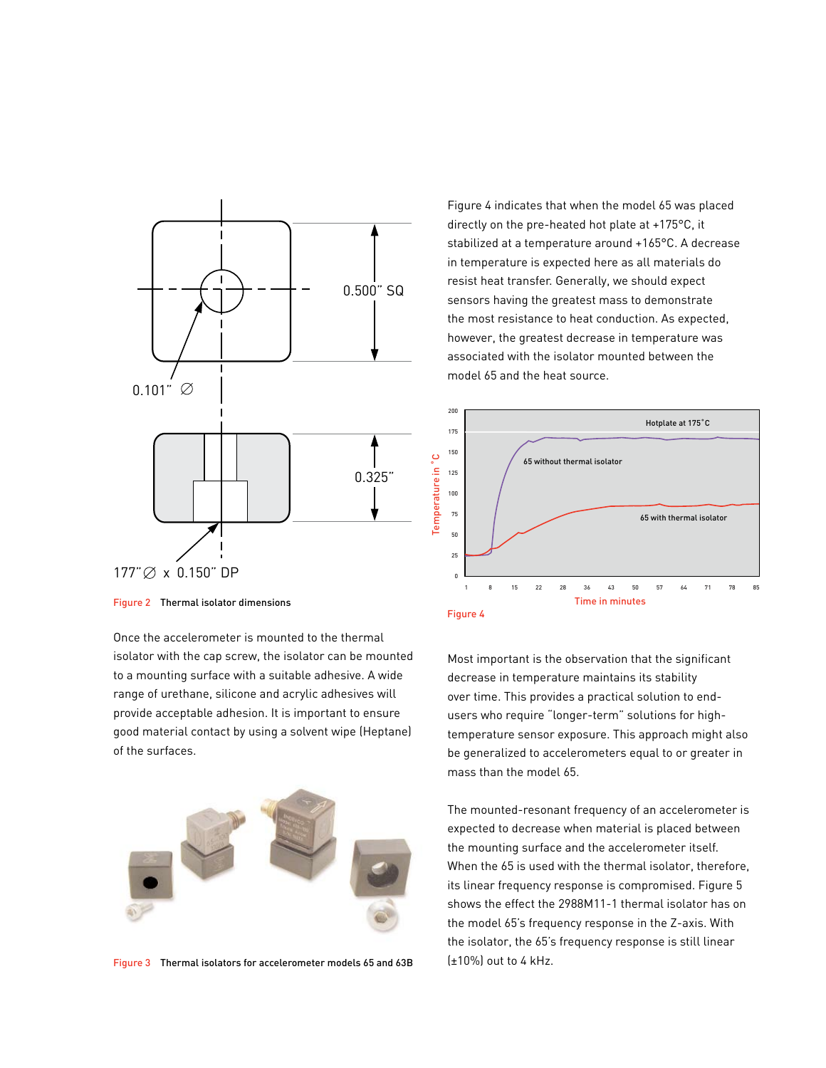Figure 2 Thermal isolator dimensions

Once the accelerometer is mounted to the thermal isolator with the cap screw, the isolator can be mounted to a mounting surface with a suitable adhesive. A wide range of urethane, silicone and acrylic adhesives will provide acceptable adhesion. It is important to ensure good material contact by using a solvent wipe (Heptane) of the surfaces.

Figure 3 Thermal isolators for accelerometer models 65 and 63B

Figure 4 indicates that when the model 65 was placed directly on the pre-heated hot plate at +175°C, it stabilized at a temperature around +165°C. A decrease in temperature is expected here as all materials do resist heat transfer. Generally, we should expect sensors having the greatest mass to demonstrate the most resistance to heat conduction. As expected, however, the greatest decrease in temperature was associated with the isolator mounted between the model 65 and the heat source.

Figure 4

Most important is the observation that the significant decrease in temperature maintains its stability over time. This provides a practical solution to end-users who require "longer-term" solutions for high-temperature sensor exposure. This approach might also be generalized to accelerometers equal to or greater in mass than the model 65.

The mounted-resonant frequency of an accelerometer is expected to decrease when material is placed between the mounting surface and the accelerometer itself. When the 65 is used with the thermal isolator, therefore, its linear frequency response is compromised. Figure 5 shows the effect the 2988M11-1 thermal isolator has on the model 65's frequency response in the Z-axis. With the isolator, the 65's frequency response is still linear (±10%) out to 4 kHz.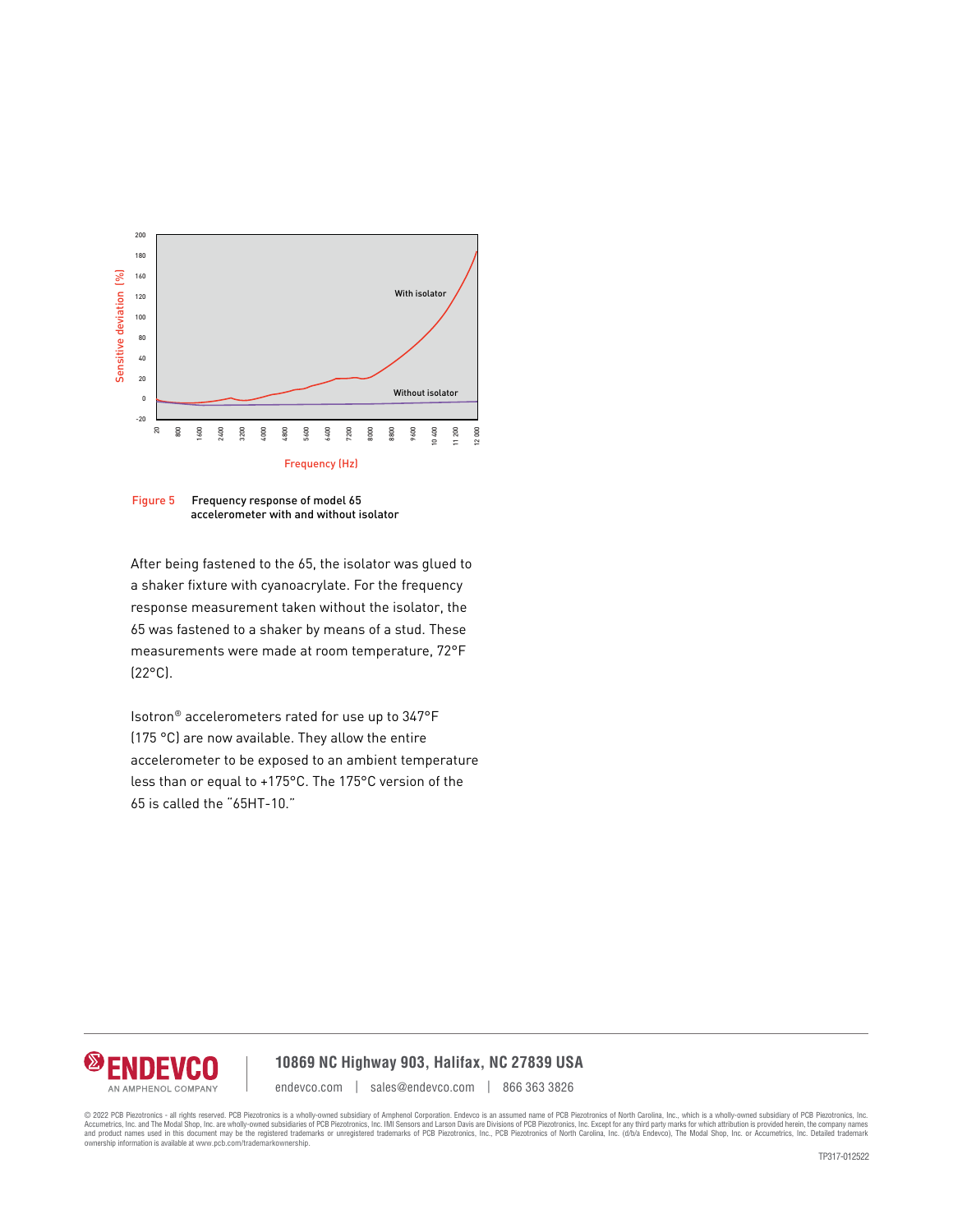200
180
160
120
100
80
40
20
0
-20

Sensitive deviation (%)

With isolator

Without isolator

20
800
1600
2400
3200
4000
4800
5600
6400
7200
8000
8800
9600
10 400
11 200
12 000

Frequency (Hz)

Figure 5 Frequency response of model 65 accelerometer with and without isolator

After being fastened to the 65, the isolator was glued to a shaker fixture with cyanoacrylate. For the frequency response measurement taken without the isolator, the 65 was fastened to a shaker by means of a stud. These measurements were made at room temperature, 72°F (22°C).

Isotron® accelerometers rated for use up to 347°F (175 °C) are now available. They allow the entire accelerometer to be exposed to an ambient temperature less than or equal to +175°C. The 175°C version of the 65 is called the "65HT-10."

ENDEVCO
AN AMPHENOL COMPANY

**10869 NC Highway 903, Halifax, NC 27839 USA**

endevco.com | sales@endevco.com | 866 363 3826

© 2022 PCB Piezotronics - all rights reserved. PCB Piezotronics is a wholly-owned subsidiary of Amphenol Corporation. Endevco is an assumed name of PCB Piezotronics of North Carolina, Inc., which is a wholly-owned subsidiary of PCB Piezotronics, Inc. Accumetrics, Inc. and The Modal Shop, Inc. are wholly-owned subsidiaries of PCB Piezotronics, Inc. IMI Sensors and Larson Davis are Divisions of PCB Piezotronics, Inc. Except for any third party marks for which attribution is provided herein, the company names and product names used in this document may be the registered trademarks or unregistered trademarks of PCB Piezotronics, Inc., PCB Piezotronics of North Carolina, Inc. (d/b/a Endevco), The Modal Shop, Inc. or Accumetrics, Inc. Detailed trademark ownership information is available at www.pcb.com/trademarkownership.

TP317-012522